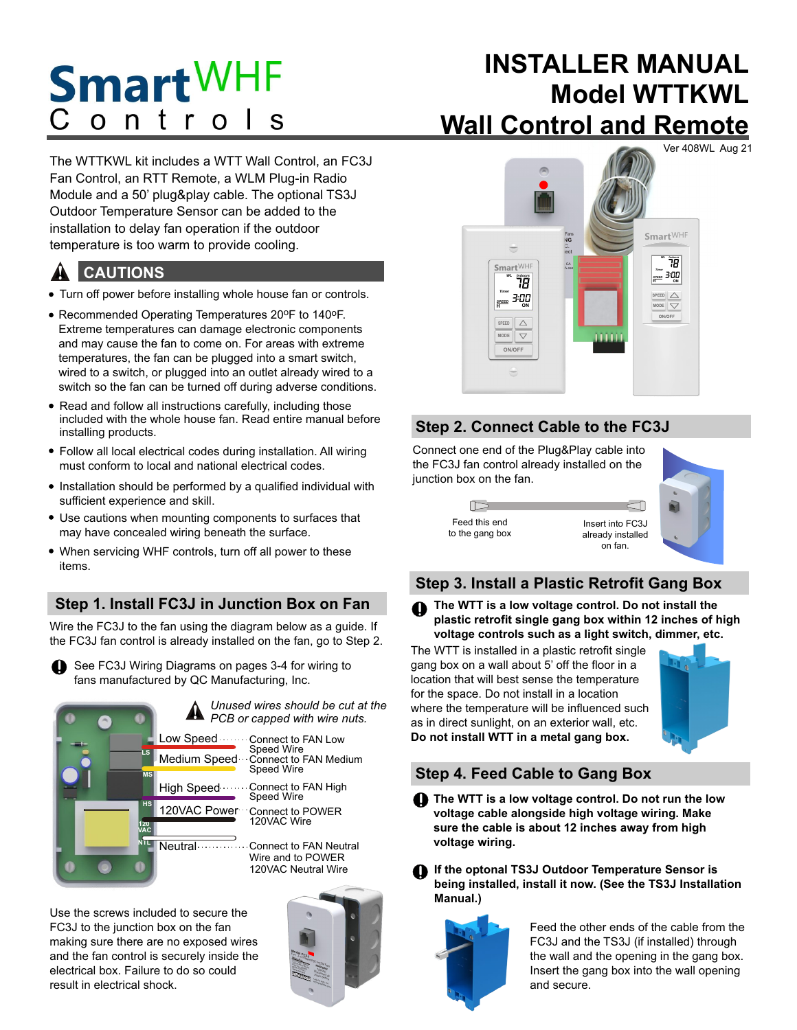# SmartWHF Controls

# INSTALLER MANUAL
# Model WTTKWL
# Wall Control and Remote

Ver 408WL Aug 21

The WTTKWL kit includes a WTT Wall Control, an FC3J Fan Control, an RTT Remote, a WLM Plug-in Radio Module and a 50' plug&play cable. The optional TS3J Outdoor Temperature Sensor can be added to the installation to delay fan operation if the outdoor temperature is too warm to provide cooling.

## CAUTIONS

- Turn off power before installing whole house fan or controls.
- Recommended Operating Temperatures 20ºF to 140ºF. Extreme temperatures can damage electronic components and may cause the fan to come on. For areas with extreme temperatures, the fan can be plugged into a smart switch, wired to a switch, or plugged into an outlet already wired to a switch so the fan can be turned off during adverse conditions.
- Read and follow all instructions carefully, including those included with the whole house fan. Read entire manual before installing products.
- Follow all local electrical codes during installation. All wiring must conform to local and national electrical codes.
- Installation should be performed by a qualified individual with sufficient experience and skill.
- Use cautions when mounting components to surfaces that may have concealed wiring beneath the surface.
- When servicing WHF controls, turn off all power to these items.

## Step 1. Install FC3J in Junction Box on Fan

Wire the FC3J to the fan using the diagram below as a guide. If the FC3J fan control is already installed on the fan, go to Step 2.

See FC3J Wiring Diagrams on pages 3-4 for wiring to fans manufactured by QC Manufacturing, Inc.

*Unused wires should be cut at the PCB or capped with wire nuts.*

LS
MS
HS
120 VAC
NTL

Low Speed ········ Connect to FAN Low Speed Wire
Medium Speed ··· Connect to FAN Medium Speed Wire
High Speed ······· Connect to FAN High Speed Wire
120VAC Power ··· Connect to POWER 120VAC Wire
Neutral ············· Connect to FAN Neutral Wire and to POWER 120VAC Neutral Wire

Use the screws included to secure the FC3J to the junction box on the fan making sure there are no exposed wires and the fan control is securely inside the electrical box. Failure to do so could result in electrical shock.

## Step 2. Connect Cable to the FC3J

Connect one end of the Plug&Play cable into the FC3J fan control already installed on the junction box on the fan.

Feed this end to the gang box

Insert into FC3J already installed on fan.

## Step 3. Install a Plastic Retrofit Gang Box

**The WTT is a low voltage control. Do not install the plastic retrofit single gang box within 12 inches of high voltage controls such as a light switch, dimmer, etc.**

The WTT is installed in a plastic retrofit single gang box on a wall about 5' off the floor in a location that will best sense the temperature for the space. Do not install in a location where the temperature will be influenced such as in direct sunlight, on an exterior wall, etc. **Do not install WTT in a metal gang box.**

## Step 4. Feed Cable to Gang Box

**The WTT is a low voltage control. Do not run the low voltage cable alongside high voltage wiring. Make sure the cable is about 12 inches away from high voltage wiring.**

**If the optonal TS3J Outdoor Temperature Sensor is being installed, install it now. (See the TS3J Installation Manual.)**

Feed the other ends of the cable from the FC3J and the TS3J (if installed) through the wall and the opening in the gang box. Insert the gang box into the wall opening and secure.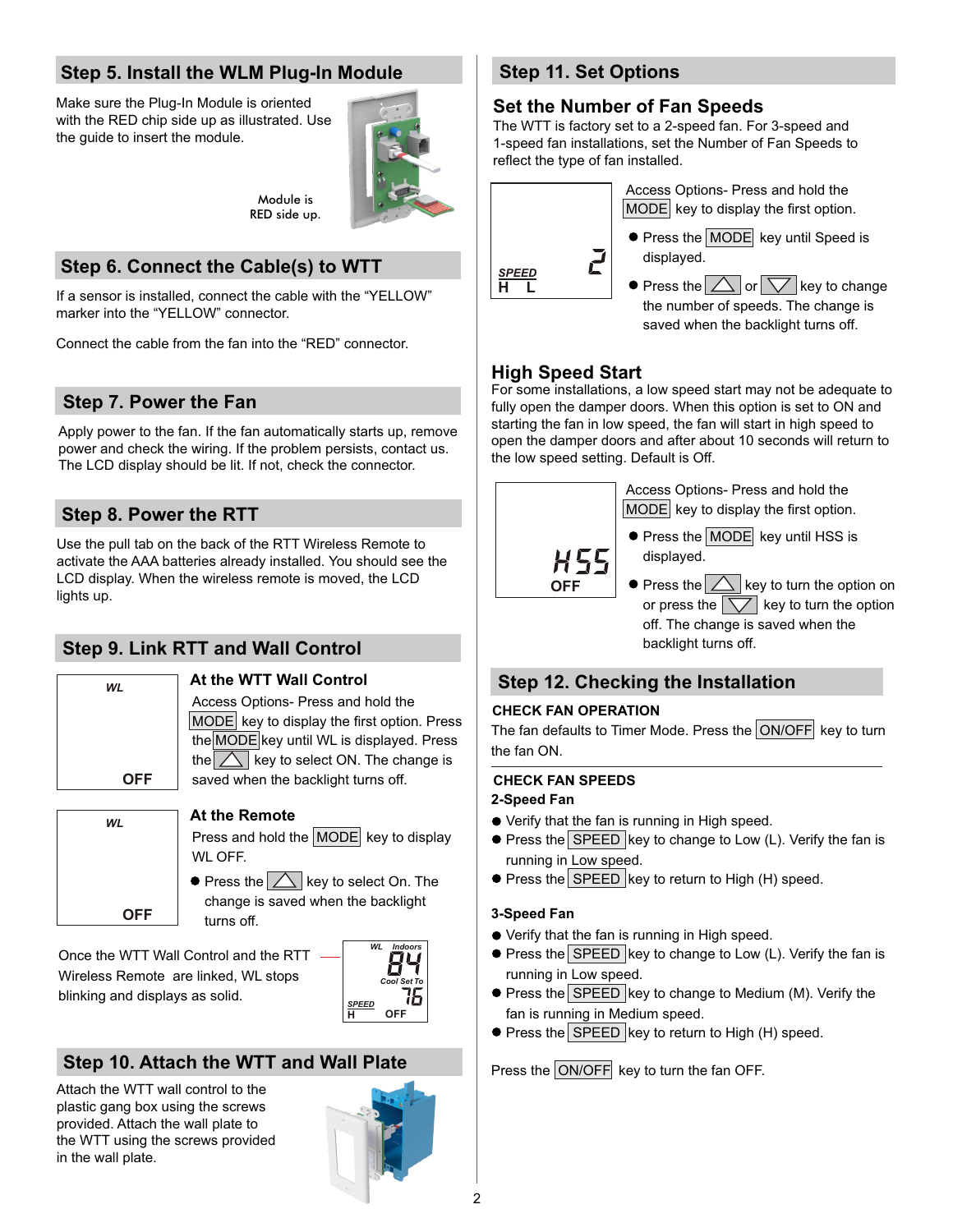## Step 5. Install the WLM Plug-In Module

Make sure the Plug-In Module is oriented with the RED chip side up as illustrated. Use the guide to insert the module.

Module is RED side up.

## Step 6. Connect the Cable(s) to WTT

If a sensor is installed, connect the cable with the "YELLOW" marker into the "YELLOW" connector.

Connect the cable from the fan into the "RED" connector.

## Step 7. Power the Fan

Apply power to the fan. If the fan automatically starts up, remove power and check the wiring. If the problem persists, contact us. The LCD display should be lit. If not, check the connector.

## Step 8. Power the RTT

Use the pull tab on the back of the RTT Wireless Remote to activate the AAA batteries already installed. You should see the LCD display. When the wireless remote is moved, the LCD lights up.

## Step 9. Link RTT and Wall Control

WL
OFF

### At the WTT Wall Control

Access Options- Press and hold the MODE key to display the first option. Press the MODE key until WL is displayed. Press the △ key to select ON. The change is saved when the backlight turns off.

WL
OFF

### At the Remote

Press and hold the MODE key to display WL OFF.

- Press the △ key to select On. The change is saved when the backlight turns off.

Once the WTT Wall Control and the RTT Wireless Remote are linked, WL stops blinking and displays as solid.

WL Indoors
84
Cool Set To
76
SPEED
H OFF

## Step 10. Attach the WTT and Wall Plate

Attach the WTT wall control to the plastic gang box using the screws provided. Attach the wall plate to the WTT using the screws provided in the wall plate.

## Step 11. Set Options

### Set the Number of Fan Speeds

The WTT is factory set to a 2-speed fan. For 3-speed and 1-speed fan installations, set the Number of Fan Speeds to reflect the type of fan installed.

SPEED
H L
2

Access Options- Press and hold the MODE key to display the first option.

- Press the MODE key until Speed is displayed.
- Press the △ or ▽ key to change the number of speeds. The change is saved when the backlight turns off.

### High Speed Start

For some installations, a low speed start may not be adequate to fully open the damper doors. When this option is set to ON and starting the fan in low speed, the fan will start in high speed to open the damper doors and after about 10 seconds will return to the low speed setting. Default is Off.

HSS
OFF

Access Options- Press and hold the MODE key to display the first option.

- Press the MODE key until HSS is displayed.
- Press the △ key to turn the option on or press the ▽ key to turn the option off. The change is saved when the backlight turns off.

## Step 12. Checking the Installation

**CHECK FAN OPERATION**

The fan defaults to Timer Mode. Press the ON/OFF key to turn the fan ON.

**CHECK FAN SPEEDS**

**2-Speed Fan**

- Verify that the fan is running in High speed.
- Press the SPEED key to change to Low (L). Verify the fan is running in Low speed.
- Press the SPEED key to return to High (H) speed.

**3-Speed Fan**

- Verify that the fan is running in High speed.
- Press the SPEED key to change to Low (L). Verify the fan is running in Low speed.
- Press the SPEED key to change to Medium (M). Verify the fan is running in Medium speed.
- Press the SPEED key to return to High (H) speed.

Press the ON/OFF key to turn the fan OFF.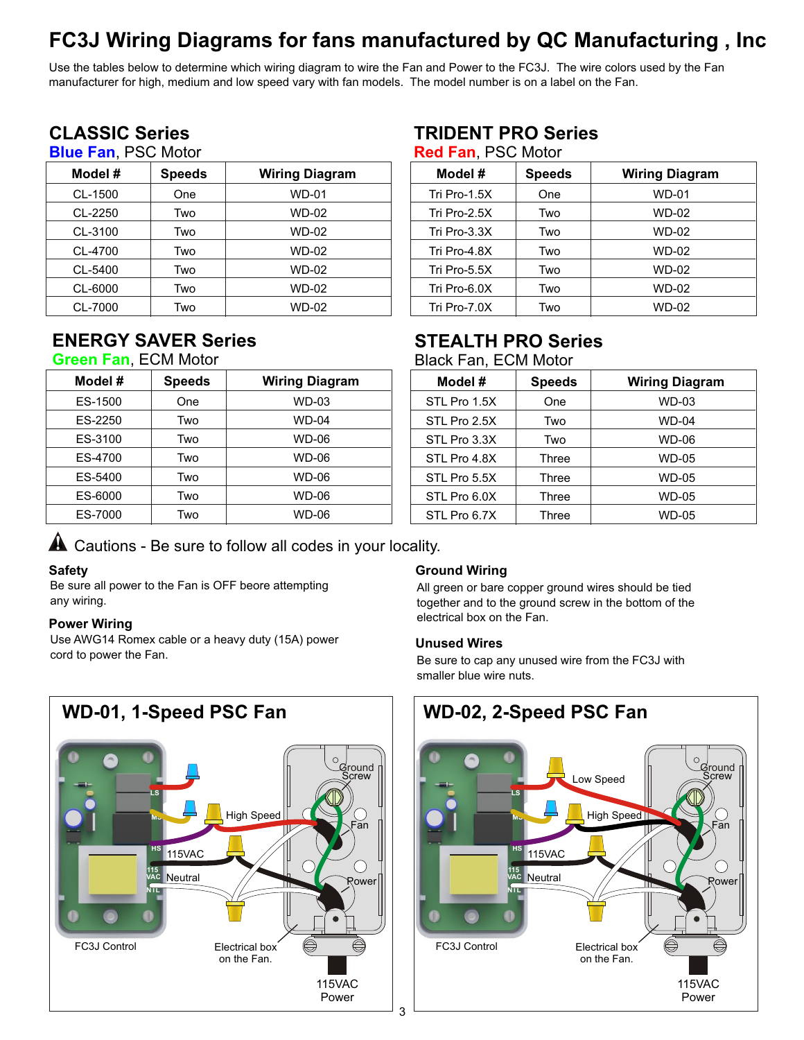# FC3J Wiring Diagrams for fans manufactured by QC Manufacturing , Inc

Use the tables below to determine which wiring diagram to wire the Fan and Power to the FC3J. The wire colors used by the Fan manufacturer for high, medium and low speed vary with fan models. The model number is on a label on the Fan.

## CLASSIC Series

**Blue Fan**, PSC Motor

| Model # | Speeds | Wiring Diagram |
|---|---|---|
| CL-1500 | One | WD-01 |
| CL-2250 | Two | WD-02 |
| CL-3100 | Two | WD-02 |
| CL-4700 | Two | WD-02 |
| CL-5400 | Two | WD-02 |
| CL-6000 | Two | WD-02 |
| CL-7000 | Two | WD-02 |

## TRIDENT PRO Series

**Red Fan**, PSC Motor

| Model # | Speeds | Wiring Diagram |
|---|---|---|
| Tri Pro-1.5X | One | WD-01 |
| Tri Pro-2.5X | Two | WD-02 |
| Tri Pro-3.3X | Two | WD-02 |
| Tri Pro-4.8X | Two | WD-02 |
| Tri Pro-5.5X | Two | WD-02 |
| Tri Pro-6.0X | Two | WD-02 |
| Tri Pro-7.0X | Two | WD-02 |

## ENERGY SAVER Series

**Green Fan**, ECM Motor

| Model # | Speeds | Wiring Diagram |
|---|---|---|
| ES-1500 | One | WD-03 |
| ES-2250 | Two | WD-04 |
| ES-3100 | Two | WD-06 |
| ES-4700 | Two | WD-06 |
| ES-5400 | Two | WD-06 |
| ES-6000 | Two | WD-06 |
| ES-7000 | Two | WD-06 |

## STEALTH PRO Series

Black Fan, ECM Motor

| Model # | Speeds | Wiring Diagram |
|---|---|---|
| STL Pro 1.5X | One | WD-03 |
| STL Pro 2.5X | Two | WD-04 |
| STL Pro 3.3X | Two | WD-06 |
| STL Pro 4.8X | Three | WD-05 |
| STL Pro 5.5X | Three | WD-05 |
| STL Pro 6.0X | Three | WD-05 |
| STL Pro 6.7X | Three | WD-05 |

⚠ Cautions - Be sure to follow all codes in your locality.

### Safety

Be sure all power to the Fan is OFF beore attempting any wiring.

### Power Wiring

Use AWG14 Romex cable or a heavy duty (15A) power cord to power the Fan.

### Ground Wiring

All green or bare copper ground wires should be tied together and to the ground screw in the bottom of the electrical box on the Fan.

### Unused Wires

Be sure to cap any unused wire from the FC3J with smaller blue wire nuts.

## WD-01, 1-Speed PSC Fan

LS
MS
HS
115 VAC
NTL
High Speed
115VAC
Neutral
Ground Screw
Fan
Power
FC3J Control
Electrical box on the Fan.
115VAC Power

## WD-02, 2-Speed PSC Fan

LS
MS
HS
115 VAC
NTL
Low Speed
High Speed
115VAC
Neutral
Ground Screw
Fan
Power
FC3J Control
Electrical box on the Fan.
115VAC Power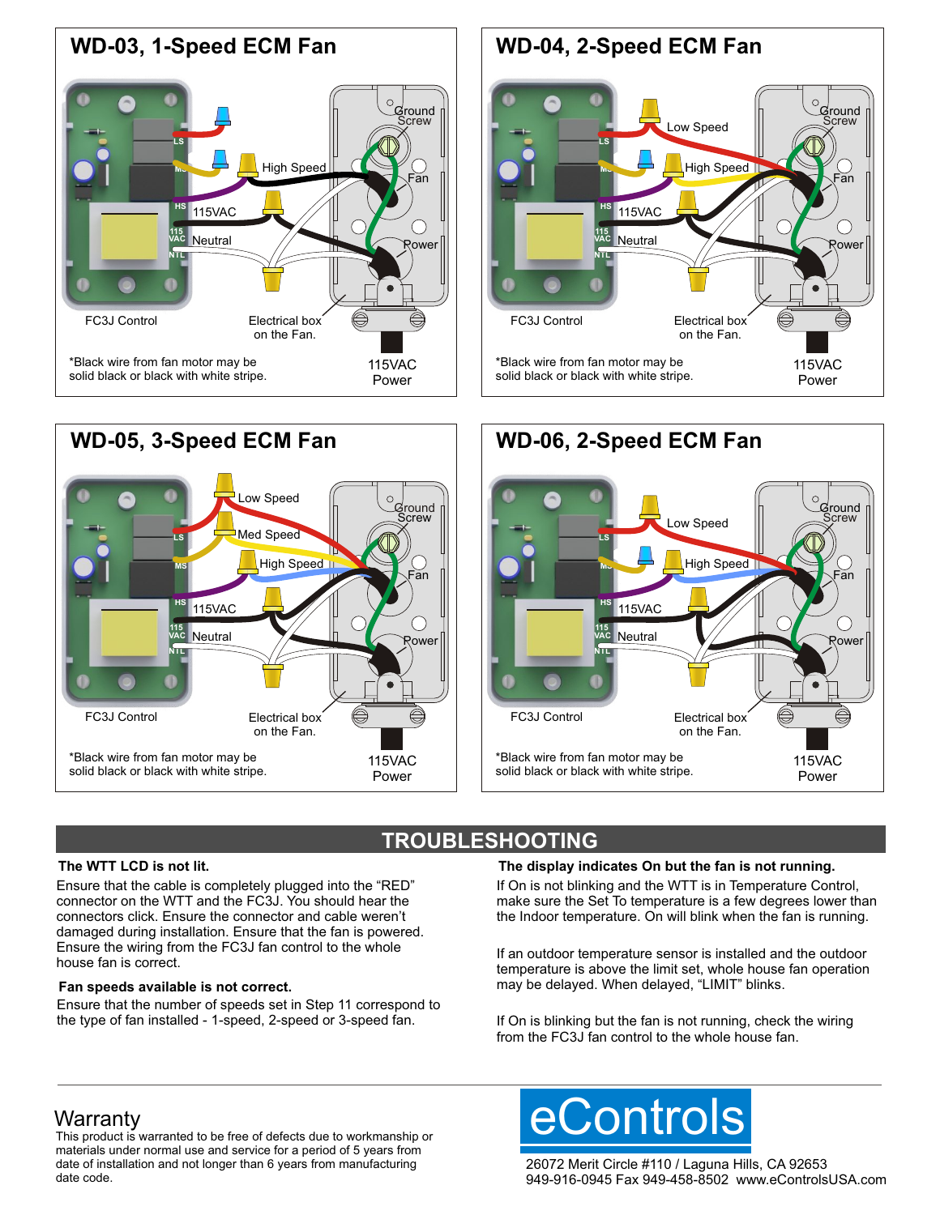## WD-03, 1-Speed ECM Fan

LS
MS
HS
High Speed
115VAC
115 VAC
NTL
Neutral
Ground Screw
Fan
Power
FC3J Control
Electrical box on the Fan.

*Black wire from fan motor may be solid black or black with white stripe.

115VAC Power

## WD-04, 2-Speed ECM Fan

Low Speed
LS
MS
HS
High Speed
115VAC
115 VAC
NTL
Neutral
Ground Screw
Fan
Power
FC3J Control
Electrical box on the Fan.

*Black wire from fan motor may be solid black or black with white stripe.

115VAC Power

## WD-05, 3-Speed ECM Fan

Low Speed
LS
Med Speed
MS
High Speed
HS
115VAC
115 VAC
NTL
Neutral
Ground Screw
Fan
Power
FC3J Control
Electrical box on the Fan.

*Black wire from fan motor may be solid black or black with white stripe.

115VAC Power

## WD-06, 2-Speed ECM Fan

Low Speed
LS
MS
High Speed
HS
115VAC
115 VAC
NTL
Neutral
Ground Screw
Fan
Power
FC3J Control
Electrical box on the Fan.

*Black wire from fan motor may be solid black or black with white stripe.

115VAC Power

## TROUBLESHOOTING

**The WTT LCD is not lit.**

Ensure that the cable is completely plugged into the "RED" connector on the WTT and the FC3J. You should hear the connectors click. Ensure the connector and cable weren't damaged during installation. Ensure that the fan is powered. Ensure the wiring from the FC3J fan control to the whole house fan is correct.

**Fan speeds available is not correct.**

Ensure that the number of speeds set in Step 11 correspond to the type of fan installed - 1-speed, 2-speed or 3-speed fan.

**The display indicates On but the fan is not running.**

If On is not blinking and the WTT is in Temperature Control, make sure the Set To temperature is a few degrees lower than the Indoor temperature. On will blink when the fan is running.

If an outdoor temperature sensor is installed and the outdoor temperature is above the limit set, whole house fan operation may be delayed. When delayed, "LIMIT" blinks.

If On is blinking but the fan is not running, check the wiring from the FC3J fan control to the whole house fan.

## Warranty

This product is warranted to be free of defects due to workmanship or materials under normal use and service for a period of 5 years from date of installation and not longer than 6 years from manufacturing date code.

eControls

26072 Merit Circle #110 / Laguna Hills, CA 92653
949-916-0945 Fax 949-458-8502 www.eControlsUSA.com